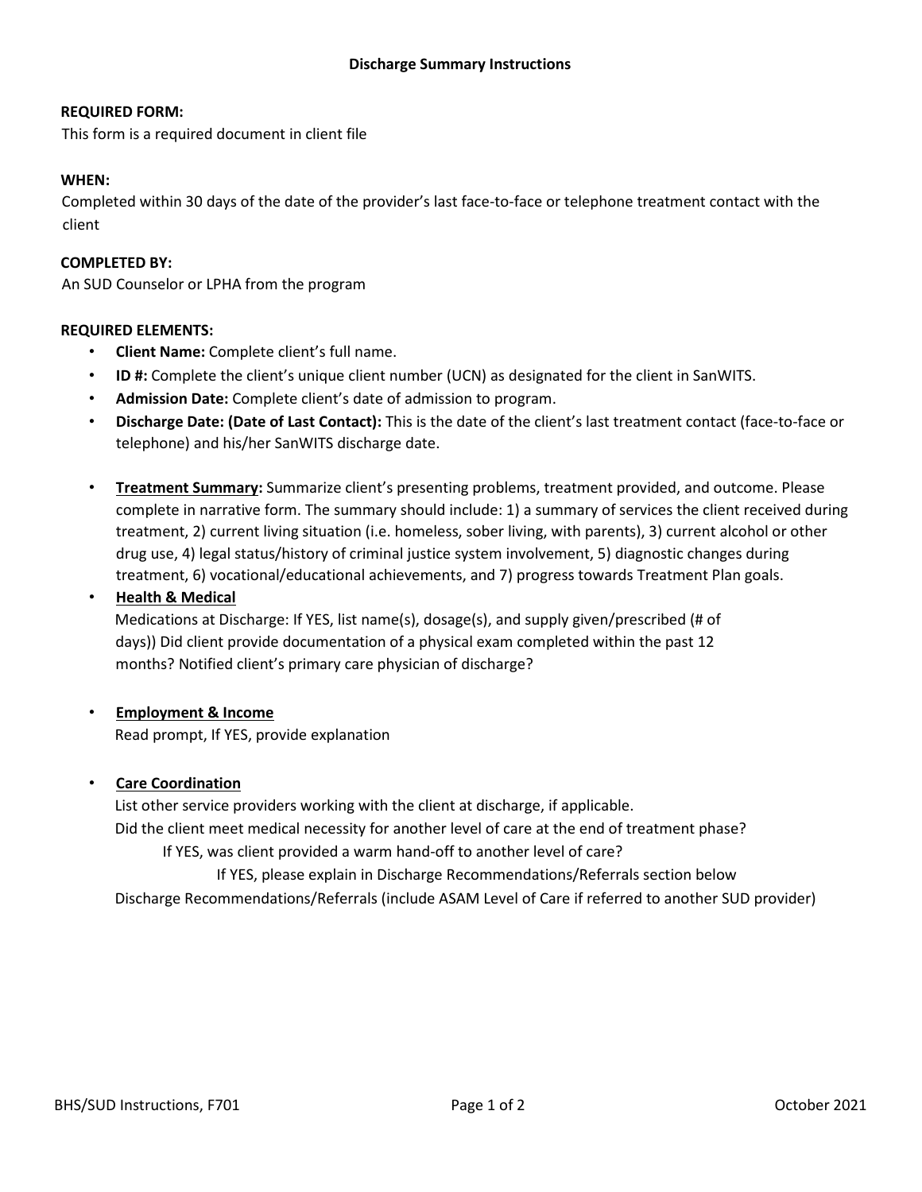# Discharge Summary Instructions

**REQUIRED FORM:**

This form is a required document in client file

**WHEN:**

Completed within 30 days of the date of the provider's last face-to-face or telephone treatment contact with the client

**COMPLETED BY:**

An SUD Counselor or LPHA from the program

**REQUIRED ELEMENTS:**

- **Client Name:** Complete client's full name.
- **ID #:** Complete the client's unique client number (UCN) as designated for the client in SanWITS.
- **Admission Date:** Complete client's date of admission to program.
- **Discharge Date: (Date of Last Contact):** This is the date of the client's last treatment contact (face-to-face or telephone) and his/her SanWITS discharge date.
- **Treatment Summary:** Summarize client's presenting problems, treatment provided, and outcome. Please complete in narrative form. The summary should include: 1) a summary of services the client received during treatment, 2) current living situation (i.e. homeless, sober living, with parents), 3) current alcohol or other drug use, 4) legal status/history of criminal justice system involvement, 5) diagnostic changes during treatment, 6) vocational/educational achievements, and 7) progress towards Treatment Plan goals.
- **Health & Medical**

  Medications at Discharge: If YES, list name(s), dosage(s), and supply given/prescribed (# of days)) Did client provide documentation of a physical exam completed within the past 12 months? Notified client's primary care physician of discharge?

- **Employment & Income**

  Read prompt, If YES, provide explanation

- **Care Coordination**

  List other service providers working with the client at discharge, if applicable.

  Did the client meet medical necessity for another level of care at the end of treatment phase?

  If YES, was client provided a warm hand-off to another level of care?

  If YES, please explain in Discharge Recommendations/Referrals section below

  Discharge Recommendations/Referrals (include ASAM Level of Care if referred to another SUD provider)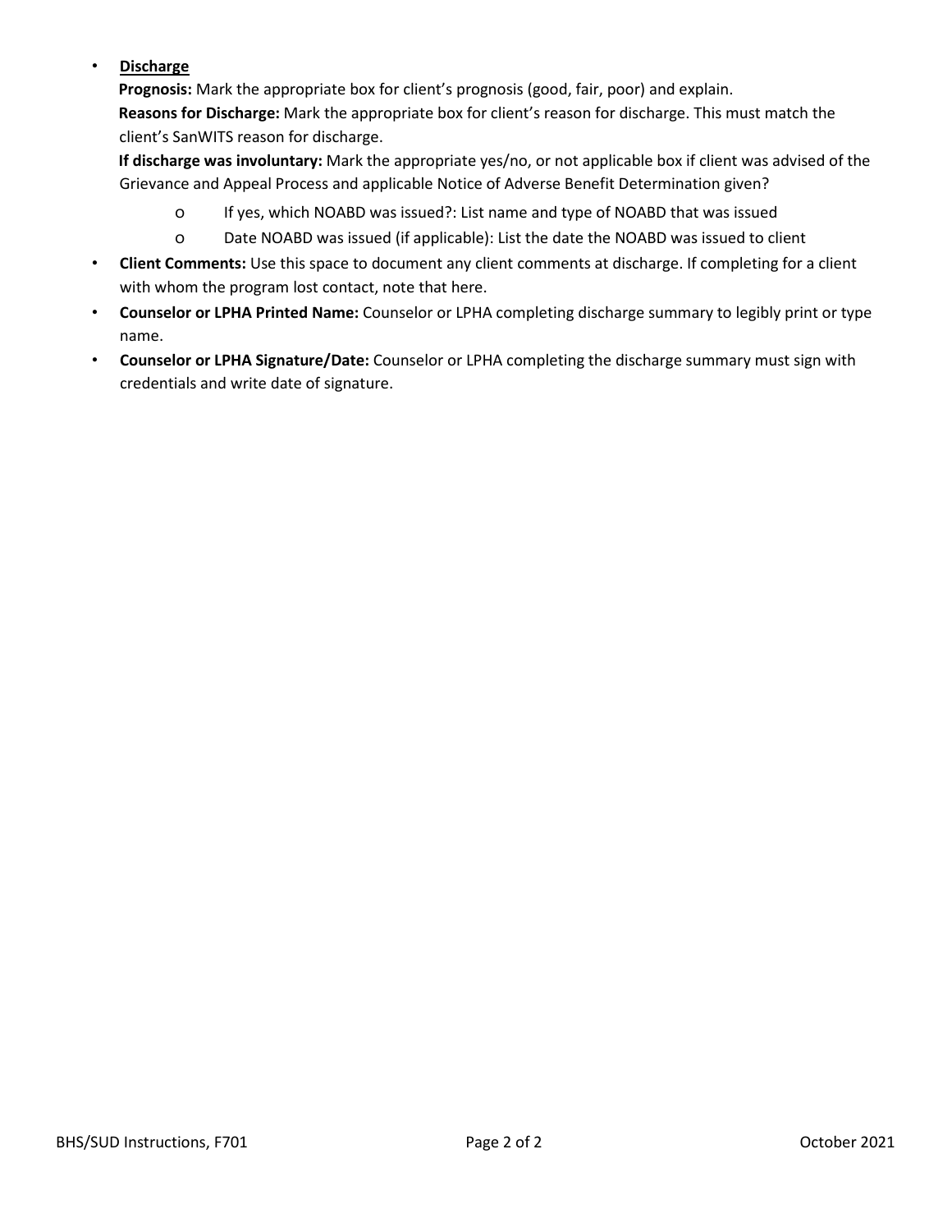- **Discharge**

  **Prognosis:** Mark the appropriate box for client's prognosis (good, fair, poor) and explain.

  **Reasons for Discharge:** Mark the appropriate box for client's reason for discharge. This must match the client's SanWITS reason for discharge.

  **If discharge was involuntary:** Mark the appropriate yes/no, or not applicable box if client was advised of the Grievance and Appeal Process and applicable Notice of Adverse Benefit Determination given?

  - If yes, which NOABD was issued?: List name and type of NOABD that was issued
  - Date NOABD was issued (if applicable): List the date the NOABD was issued to client

- **Client Comments:** Use this space to document any client comments at discharge. If completing for a client with whom the program lost contact, note that here.
- **Counselor or LPHA Printed Name:** Counselor or LPHA completing discharge summary to legibly print or type name.
- **Counselor or LPHA Signature/Date:** Counselor or LPHA completing the discharge summary must sign with credentials and write date of signature.